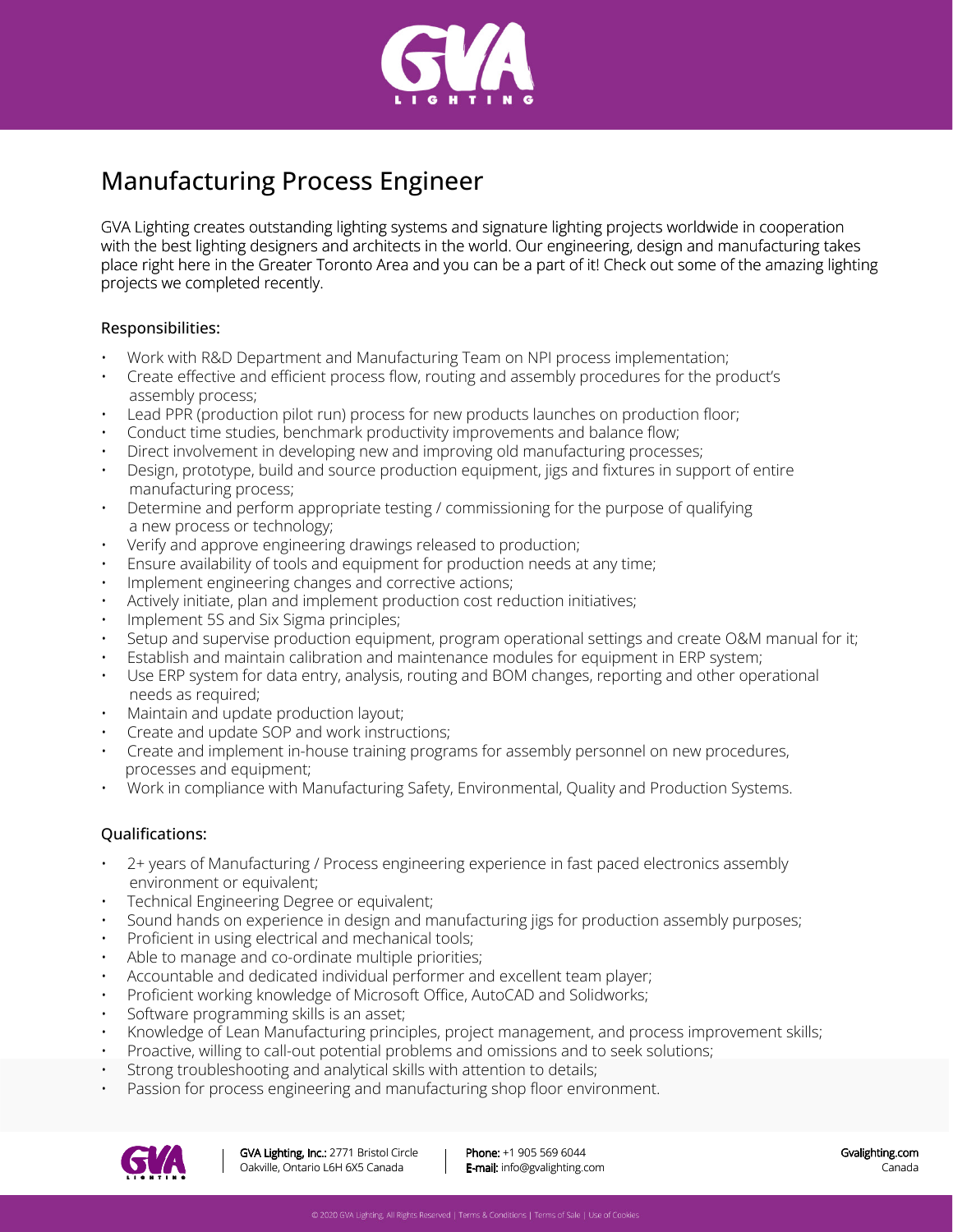# Manufacturing Process Engineer

GVA Lighting creates outstanding lighting systems and signature lighting projects worldwide in cooperation with the best lighting designers and architects in the world. Our engineering, design and manufacturing takes place right here in the Greater Toronto Area and you can be a part of it! Check out some of the amazing lighting projects we completed recently.

### Responsibilities:

- Work with R&D Department and Manufacturing Team on NPI process implementation;
- Create effective and efficient process flow, routing and assembly procedures for the product's assembly process;
- Lead PPR (production pilot run) process for new products launches on production floor;
- Conduct time studies, benchmark productivity improvements and balance flow;
- Direct involvement in developing new and improving old manufacturing processes;
- Design, prototype, build and source production equipment, jigs and fixtures in support of entire manufacturing process;
- Determine and perform appropriate testing / commissioning for the purpose of qualifying a new process or technology;
- Verify and approve engineering drawings released to production;
- Ensure availability of tools and equipment for production needs at any time;
- Implement engineering changes and corrective actions;
- Actively initiate, plan and implement production cost reduction initiatives;
- Implement 5S and Six Sigma principles;
- Setup and supervise production equipment, program operational settings and create O&M manual for it;
- Establish and maintain calibration and maintenance modules for equipment in ERP system;
- Use ERP system for data entry, analysis, routing and BOM changes, reporting and other operational needs as required;
- Maintain and update production layout;
- Create and update SOP and work instructions;
- Create and implement in-house training programs for assembly personnel on new procedures, processes and equipment;
- Work in compliance with Manufacturing Safety, Environmental, Quality and Production Systems.

### Qualifications:

- 2+ years of Manufacturing / Process engineering experience in fast paced electronics assembly environment or equivalent;
- Technical Engineering Degree or equivalent;
- Sound hands on experience in design and manufacturing jigs for production assembly purposes;
- Proficient in using electrical and mechanical tools;
- Able to manage and co-ordinate multiple priorities;
- Accountable and dedicated individual performer and excellent team player;
- Proficient working knowledge of Microsoft Office, AutoCAD and Solidworks;
- Software programming skills is an asset;
- Knowledge of Lean Manufacturing principles, project management, and process improvement skills;
- Proactive, willing to call-out potential problems and omissions and to seek solutions;
- Strong troubleshooting and analytical skills with attention to details;
- Passion for process engineering and manufacturing shop floor environment.

**GVA Lighting, Inc.:** 2771 Bristol Circle Oakville, Ontario L6H 6X5 Canada

**Phone:** +1 905 569 6044
**E-mail:** info@gvalighting.com

Gvalighting.com
Canada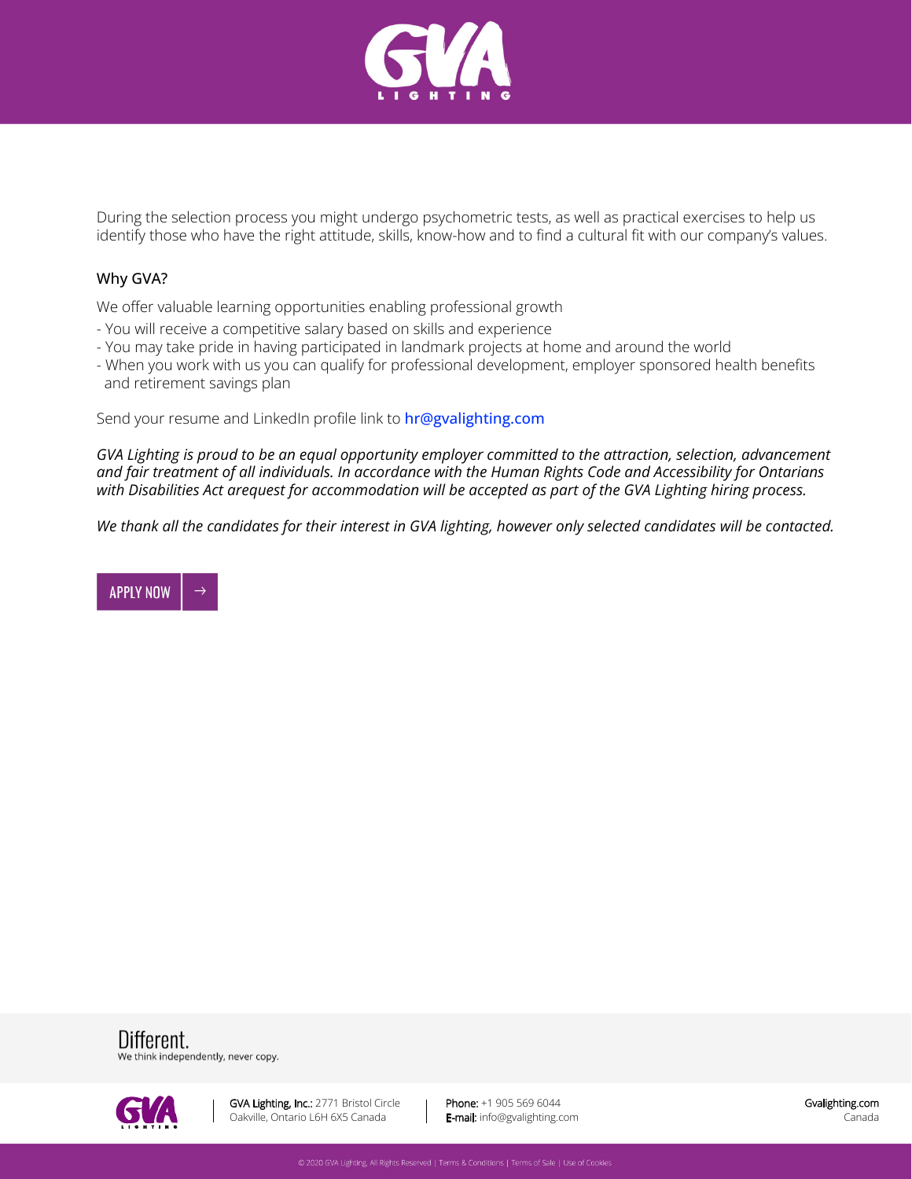During the selection process you might undergo psychometric tests, as well as practical exercises to help us identify those who have the right attitude, skills, know-how and to find a cultural fit with our company's values.

### Why GVA?

We offer valuable learning opportunities enabling professional growth

- You will receive a competitive salary based on skills and experience
- You may take pride in having participated in landmark projects at home and around the world
- When you work with us you can qualify for professional development, employer sponsored health benefits and retirement savings plan

Send your resume and LinkedIn profile link to hr@gvalighting.com

*GVA Lighting is proud to be an equal opportunity employer committed to the attraction, selection, advancement and fair treatment of all individuals. In accordance with the Human Rights Code and Accessibility for Ontarians with Disabilities Act arequest for accommodation will be accepted as part of the GVA Lighting hiring process.*

*We thank all the candidates for their interest in GVA lighting, however only selected candidates will be contacted.*

APPLY NOW →

Different.
We think independently, never copy.

**GVA Lighting, Inc.:** 2771 Bristol Circle
Oakville, Ontario L6H 6X5 Canada

**Phone:** +1 905 569 6044
**E-mail:** info@gvalighting.com

Gvalighting.com
Canada

© 2020 GVA Lighting, All Rights Reserved | Terms & Conditions | Terms of Sale | Use of Cookies